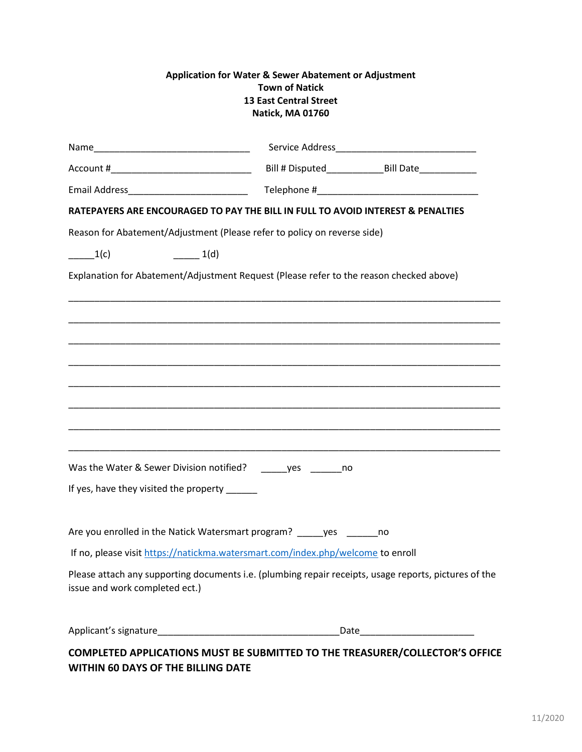**Application for Water & Sewer Abatement or Adjustment**
**Town of Natick**
**13 East Central Street**
**Natick, MA 01760**

Name______________________________ Service Address___________________________

Account #___________________________ Bill # Disputed___________Bill Date___________

Email Address_______________________ Telephone #______________________________

**RATEPAYERS ARE ENCOURAGED TO PAY THE BILL IN FULL TO AVOID INTEREST & PENALTIES**

Reason for Abatement/Adjustment (Please refer to policy on reverse side)

_____1(c) _____ 1(d)

Explanation for Abatement/Adjustment Request (Please refer to the reason checked above)

_______________________________________________________________________________

_______________________________________________________________________________

_______________________________________________________________________________

_______________________________________________________________________________

_______________________________________________________________________________

_______________________________________________________________________________

_______________________________________________________________________________

_______________________________________________________________________________

Was the Water & Sewer Division notified? _____yes ______no

If yes, have they visited the property ______

Are you enrolled in the Natick Watersmart program? _____yes ______no

If no, please visit https://natickma.watersmart.com/index.php/welcome to enroll

Please attach any supporting documents i.e. (plumbing repair receipts, usage reports, pictures of the issue and work completed ect.)

Applicant's signature___________________________________Date______________________

**COMPLETED APPLICATIONS MUST BE SUBMITTED TO THE TREASURER/COLLECTOR'S OFFICE WITHIN 60 DAYS OF THE BILLING DATE**

11/2020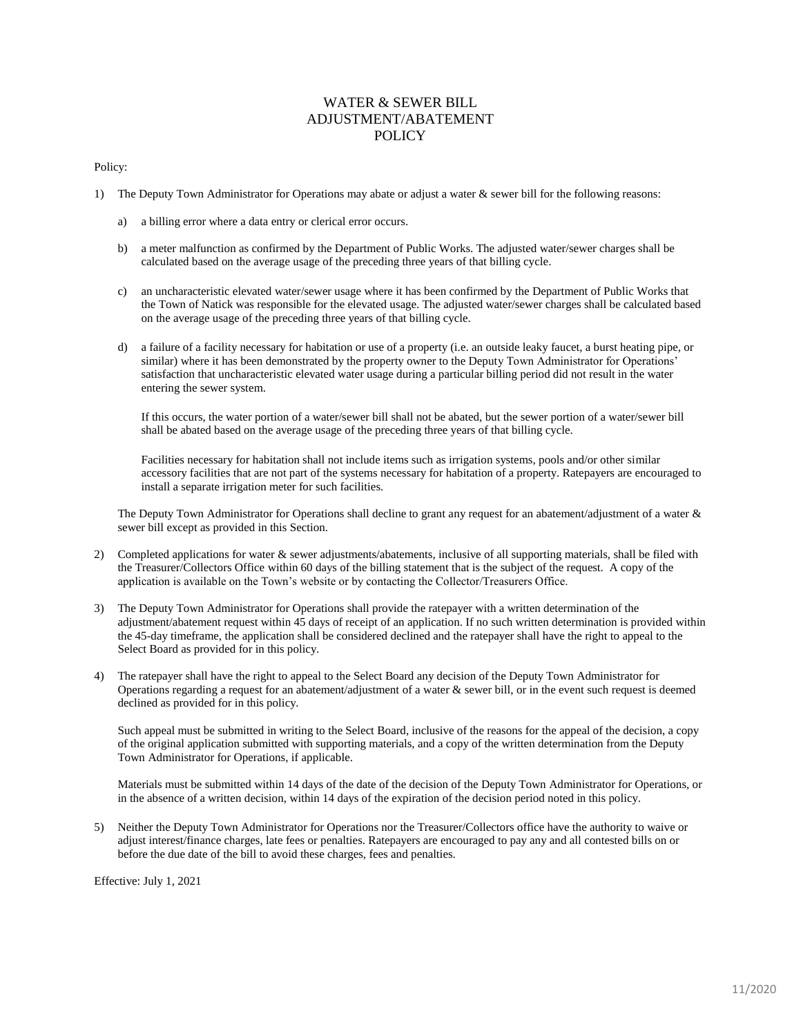# WATER & SEWER BILL ADJUSTMENT/ABATEMENT POLICY

Policy:

1) The Deputy Town Administrator for Operations may abate or adjust a water & sewer bill for the following reasons:

   a) a billing error where a data entry or clerical error occurs.

   b) a meter malfunction as confirmed by the Department of Public Works. The adjusted water/sewer charges shall be calculated based on the average usage of the preceding three years of that billing cycle.

   c) an uncharacteristic elevated water/sewer usage where it has been confirmed by the Department of Public Works that the Town of Natick was responsible for the elevated usage. The adjusted water/sewer charges shall be calculated based on the average usage of the preceding three years of that billing cycle.

   d) a failure of a facility necessary for habitation or use of a property (i.e. an outside leaky faucet, a burst heating pipe, or similar) where it has been demonstrated by the property owner to the Deputy Town Administrator for Operations' satisfaction that uncharacteristic elevated water usage during a particular billing period did not result in the water entering the sewer system.

      If this occurs, the water portion of a water/sewer bill shall not be abated, but the sewer portion of a water/sewer bill shall be abated based on the average usage of the preceding three years of that billing cycle.

      Facilities necessary for habitation shall not include items such as irrigation systems, pools and/or other similar accessory facilities that are not part of the systems necessary for habitation of a property. Ratepayers are encouraged to install a separate irrigation meter for such facilities.

   The Deputy Town Administrator for Operations shall decline to grant any request for an abatement/adjustment of a water & sewer bill except as provided in this Section.

2) Completed applications for water & sewer adjustments/abatements, inclusive of all supporting materials, shall be filed with the Treasurer/Collectors Office within 60 days of the billing statement that is the subject of the request. A copy of the application is available on the Town's website or by contacting the Collector/Treasurers Office.

3) The Deputy Town Administrator for Operations shall provide the ratepayer with a written determination of the adjustment/abatement request within 45 days of receipt of an application. If no such written determination is provided within the 45-day timeframe, the application shall be considered declined and the ratepayer shall have the right to appeal to the Select Board as provided for in this policy.

4) The ratepayer shall have the right to appeal to the Select Board any decision of the Deputy Town Administrator for Operations regarding a request for an abatement/adjustment of a water & sewer bill, or in the event such request is deemed declined as provided for in this policy.

   Such appeal must be submitted in writing to the Select Board, inclusive of the reasons for the appeal of the decision, a copy of the original application submitted with supporting materials, and a copy of the written determination from the Deputy Town Administrator for Operations, if applicable.

   Materials must be submitted within 14 days of the date of the decision of the Deputy Town Administrator for Operations, or in the absence of a written decision, within 14 days of the expiration of the decision period noted in this policy.

5) Neither the Deputy Town Administrator for Operations nor the Treasurer/Collectors office have the authority to waive or adjust interest/finance charges, late fees or penalties. Ratepayers are encouraged to pay any and all contested bills on or before the due date of the bill to avoid these charges, fees and penalties.

Effective: July 1, 2021

11/2020